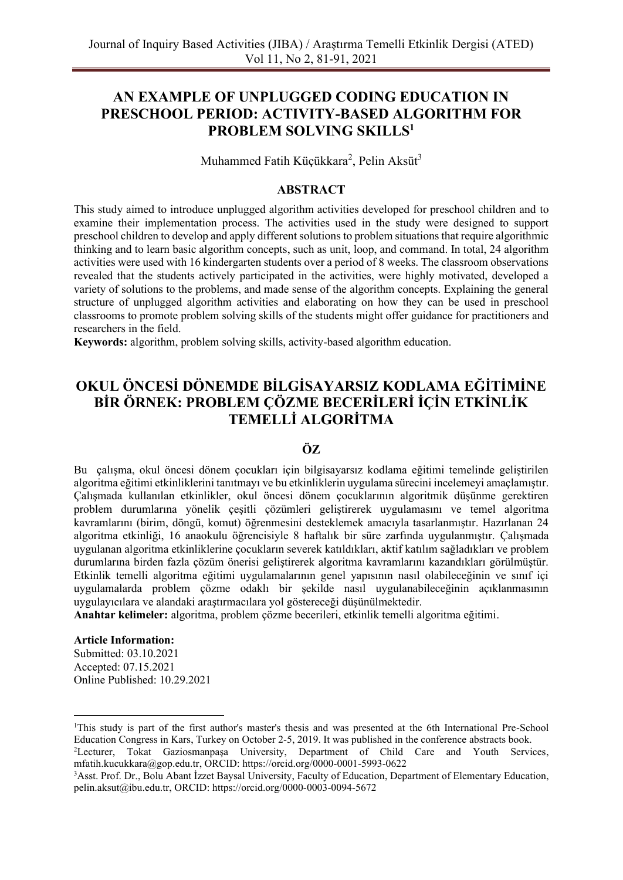# AN EXAMPLE OF UNPLUGGED CODING EDUCATION IN PRESCHOOL PERIOD: ACTIVITY-BASED ALGORITHM FOR PROBLEM SOLVING SKILLS[1]

Muhammed Fatih Küçükkara[2], Pelin Aksüt[3]

## ABSTRACT

This study aimed to introduce unplugged algorithm activities developed for preschool children and to examine their implementation process. The activities used in the study were designed to support preschool children to develop and apply different solutions to problem situations that require algorithmic thinking and to learn basic algorithm concepts, such as unit, loop, and command. In total, 24 algorithm activities were used with 16 kindergarten students over a period of 8 weeks. The classroom observations revealed that the students actively participated in the activities, were highly motivated, developed a variety of solutions to the problems, and made sense of the algorithm concepts. Explaining the general structure of unplugged algorithm activities and elaborating on how they can be used in preschool classrooms to promote problem solving skills of the students might offer guidance for practitioners and researchers in the field.

**Keywords:** algorithm, problem solving skills, activity-based algorithm education.

# OKUL ÖNCESİ DÖNEMDE BİLGİSAYARSIZ KODLAMA EĞİTİMİNE BİR ÖRNEK: PROBLEM ÇÖZME BECERİLERİ İÇİN ETKİNLİK TEMELLİ ALGORİTMA

## ÖZ

Bu çalışma, okul öncesi dönem çocukları için bilgisayarsız kodlama eğitimi temelinde geliştirilen algoritma eğitimi etkinliklerini tanıtmayı ve bu etkinliklerin uygulama sürecini incelemeyi amaçlamıştır. Çalışmada kullanılan etkinlikler, okul öncesi dönem çocuklarının algoritmik düşünme gerektiren problem durumlarına yönelik çeşitli çözümleri geliştirerek uygulamasını ve temel algoritma kavramlarını (birim, döngü, komut) öğrenmesini desteklemek amacıyla tasarlanmıştır. Hazırlanan 24 algoritma etkinliği, 16 anaokulu öğrencisiyle 8 haftalık bir süre zarfında uygulanmıştır. Çalışmada uygulanan algoritma etkinliklerine çocukların severek katıldıkları, aktif katılım sağladıkları ve problem durumlarına birden fazla çözüm önerisi geliştirerek algoritma kavramlarını kazandıkları görülmüştür. Etkinlik temelli algoritma eğitimi uygulamalarının genel yapısının nasıl olabileceğinin ve sınıf içi uygulamalarda problem çözme odaklı bir şekilde nasıl uygulanabileceğinin açıklanmasının uygulayıcılara ve alandaki araştırmacılara yol göstereceği düşünülmektedir.

**Anahtar kelimeler:** algoritma, problem çözme becerileri, etkinlik temelli algoritma eğitimi.

**Article Information:**
Submitted: 03.10.2021
Accepted: 07.15.2021
Online Published: 10.29.2021

---

[1]This study is part of the first author's master's thesis and was presented at the 6th International Pre-School Education Congress in Kars, Turkey on October 2-5, 2019. It was published in the conference abstracts book.

[2]Lecturer, Tokat Gaziosmanpaşa University, Department of Child Care and Youth Services, mfatih.kucukkara@gop.edu.tr, ORCID: https://orcid.org/0000-0001-5993-0622

[3]Asst. Prof. Dr., Bolu Abant İzzet Baysal University, Faculty of Education, Department of Elementary Education, pelin.aksut@ibu.edu.tr, ORCID: https://orcid.org/0000-0003-0094-5672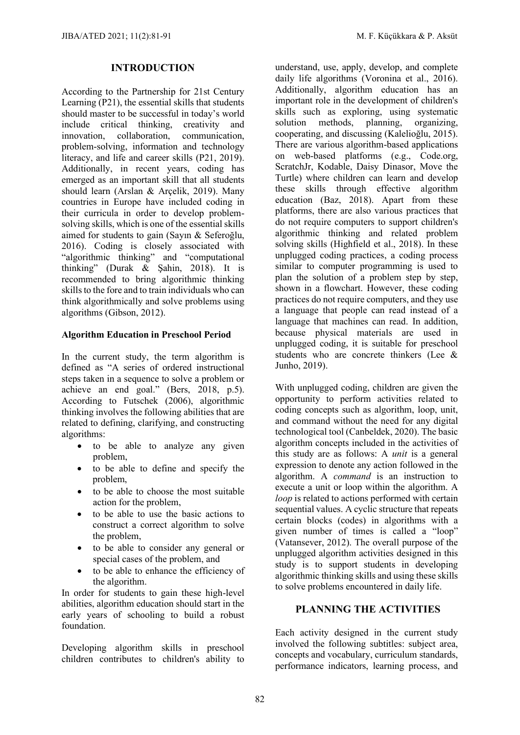## INTRODUCTION

According to the Partnership for 21st Century Learning (P21), the essential skills that students should master to be successful in today's world include critical thinking, creativity and innovation, collaboration, communication, problem-solving, information and technology literacy, and life and career skills (P21, 2019). Additionally, in recent years, coding has emerged as an important skill that all students should learn (Arslan & Arçelik, 2019). Many countries in Europe have included coding in their curricula in order to develop problem-solving skills, which is one of the essential skills aimed for students to gain (Sayın & Seferoğlu, 2016). Coding is closely associated with "algorithmic thinking" and "computational thinking" (Durak & Şahin, 2018). It is recommended to bring algorithmic thinking skills to the fore and to train individuals who can think algorithmically and solve problems using algorithms (Gibson, 2012).

### Algorithm Education in Preschool Period

In the current study, the term algorithm is defined as "A series of ordered instructional steps taken in a sequence to solve a problem or achieve an end goal." (Bers, 2018, p.5). According to Futschek (2006), algorithmic thinking involves the following abilities that are related to defining, clarifying, and constructing algorithms:

- to be able to analyze any given problem,
- to be able to define and specify the problem,
- to be able to choose the most suitable action for the problem,
- to be able to use the basic actions to construct a correct algorithm to solve the problem,
- to be able to consider any general or special cases of the problem, and
- to be able to enhance the efficiency of the algorithm.

In order for students to gain these high-level abilities, algorithm education should start in the early years of schooling to build a robust foundation.

Developing algorithm skills in preschool children contributes to children's ability to understand, use, apply, develop, and complete daily life algorithms (Voronina et al., 2016). Additionally, algorithm education has an important role in the development of children's skills such as exploring, using systematic solution methods, planning, organizing, cooperating, and discussing (Kalelioğlu, 2015). There are various algorithm-based applications on web-based platforms (e.g., Code.org, ScratchJr, Kodable, Daisy Dinasor, Move the Turtle) where children can learn and develop these skills through effective algorithm education (Baz, 2018). Apart from these platforms, there are also various practices that do not require computers to support children's algorithmic thinking and related problem solving skills (Highfield et al., 2018). In these unplugged coding practices, a coding process similar to computer programming is used to plan the solution of a problem step by step, shown in a flowchart. However, these coding practices do not require computers, and they use a language that people can read instead of a language that machines can read. In addition, because physical materials are used in unplugged coding, it is suitable for preschool students who are concrete thinkers (Lee & Junho, 2019).

With unplugged coding, children are given the opportunity to perform activities related to coding concepts such as algorithm, loop, unit, and command without the need for any digital technological tool (Canbeldek, 2020). The basic algorithm concepts included in the activities of this study are as follows: A *unit* is a general expression to denote any action followed in the algorithm. A *command* is an instruction to execute a unit or loop within the algorithm. A *loop* is related to actions performed with certain sequential values. A cyclic structure that repeats certain blocks (codes) in algorithms with a given number of times is called a "loop" (Vatansever, 2012). The overall purpose of the unplugged algorithm activities designed in this study is to support students in developing algorithmic thinking skills and using these skills to solve problems encountered in daily life.

## PLANNING THE ACTIVITIES

Each activity designed in the current study involved the following subtitles: subject area, concepts and vocabulary, curriculum standards, performance indicators, learning process, and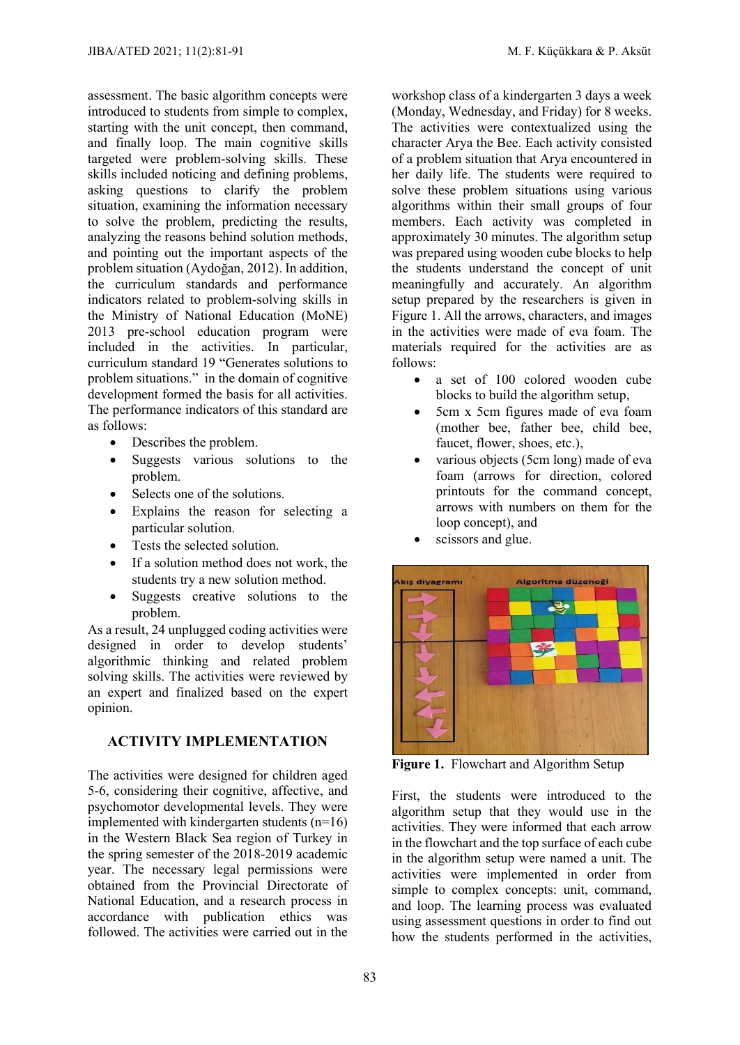assessment. The basic algorithm concepts were introduced to students from simple to complex, starting with the unit concept, then command, and finally loop. The main cognitive skills targeted were problem-solving skills. These skills included noticing and defining problems, asking questions to clarify the problem situation, examining the information necessary to solve the problem, predicting the results, analyzing the reasons behind solution methods, and pointing out the important aspects of the problem situation (Aydoğan, 2012). In addition, the curriculum standards and performance indicators related to problem-solving skills in the Ministry of National Education (MoNE) 2013 pre-school education program were included in the activities. In particular, curriculum standard 19 "Generates solutions to problem situations." in the domain of cognitive development formed the basis for all activities. The performance indicators of this standard are as follows:

- Describes the problem.
- Suggests various solutions to the problem.
- Selects one of the solutions.
- Explains the reason for selecting a particular solution.
- Tests the selected solution.
- If a solution method does not work, the students try a new solution method.
- Suggests creative solutions to the problem.

As a result, 24 unplugged coding activities were designed in order to develop students' algorithmic thinking and related problem solving skills. The activities were reviewed by an expert and finalized based on the expert opinion.

## ACTIVITY IMPLEMENTATION

The activities were designed for children aged 5-6, considering their cognitive, affective, and psychomotor developmental levels. They were implemented with kindergarten students (n=16) in the Western Black Sea region of Turkey in the spring semester of the 2018-2019 academic year. The necessary legal permissions were obtained from the Provincial Directorate of National Education, and a research process in accordance with publication ethics was followed. The activities were carried out in the workshop class of a kindergarten 3 days a week (Monday, Wednesday, and Friday) for 8 weeks. The activities were contextualized using the character Arya the Bee. Each activity consisted of a problem situation that Arya encountered in her daily life. The students were required to solve these problem situations using various algorithms within their small groups of four members. Each activity was completed in approximately 30 minutes. The algorithm setup was prepared using wooden cube blocks to help the students understand the concept of unit meaningfully and accurately. An algorithm setup prepared by the researchers is given in Figure 1. All the arrows, characters, and images in the activities were made of eva foam. The materials required for the activities are as follows:

- a set of 100 colored wooden cube blocks to build the algorithm setup,
- 5cm x 5cm figures made of eva foam (mother bee, father bee, child bee, faucet, flower, shoes, etc.),
- various objects (5cm long) made of eva foam (arrows for direction, colored printouts for the command concept, arrows with numbers on them for the loop concept), and
- scissors and glue.

**Figure 1.** Flowchart and Algorithm Setup

First, the students were introduced to the algorithm setup that they would use in the activities. They were informed that each arrow in the flowchart and the top surface of each cube in the algorithm setup were named a unit. The activities were implemented in order from simple to complex concepts: unit, command, and loop. The learning process was evaluated using assessment questions in order to find out how the students performed in the activities,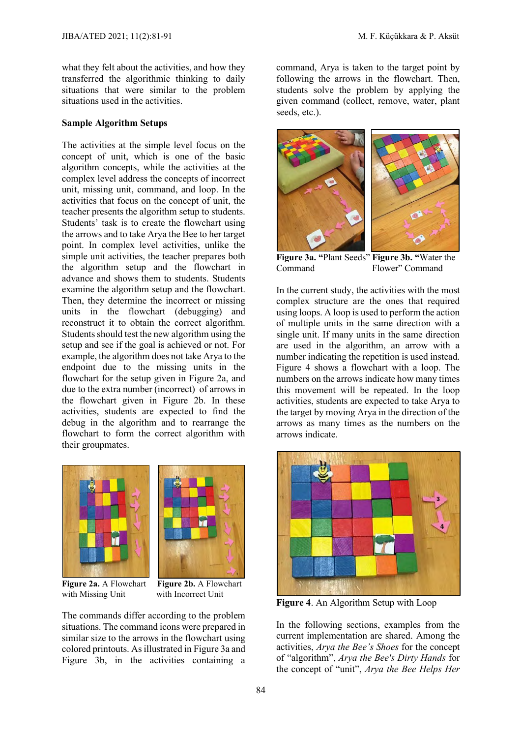what they felt about the activities, and how they transferred the algorithmic thinking to daily situations that were similar to the problem situations used in the activities.

**Sample Algorithm Setups**

The activities at the simple level focus on the concept of unit, which is one of the basic algorithm concepts, while the activities at the complex level address the concepts of incorrect unit, missing unit, command, and loop. In the activities that focus on the concept of unit, the teacher presents the algorithm setup to students. Students' task is to create the flowchart using the arrows and to take Arya the Bee to her target point. In complex level activities, unlike the simple unit activities, the teacher prepares both the algorithm setup and the flowchart in advance and shows them to students. Students examine the algorithm setup and the flowchart. Then, they determine the incorrect or missing units in the flowchart (debugging) and reconstruct it to obtain the correct algorithm. Students should test the new algorithm using the setup and see if the goal is achieved or not. For example, the algorithm does not take Arya to the endpoint due to the missing units in the flowchart for the setup given in Figure 2a, and due to the extra number (incorrect) of arrows in the flowchart given in Figure 2b. In these activities, students are expected to find the debug in the algorithm and to rearrange the flowchart to form the correct algorithm with their groupmates.

**Figure 2a.** A Flowchart with Missing Unit

**Figure 2b.** A Flowchart with Incorrect Unit

The commands differ according to the problem situations. The command icons were prepared in similar size to the arrows in the flowchart using colored printouts. As illustrated in Figure 3a and Figure 3b, in the activities containing a command, Arya is taken to the target point by following the arrows in the flowchart. Then, students solve the problem by applying the given command (collect, remove, water, plant seeds, etc.).

**Figure 3a.** "Plant Seeds" Command

**Figure 3b.** "Water the Flower" Command

In the current study, the activities with the most complex structure are the ones that required using loops. A loop is used to perform the action of multiple units in the same direction with a single unit. If many units in the same direction are used in the algorithm, an arrow with a number indicating the repetition is used instead. Figure 4 shows a flowchart with a loop. The numbers on the arrows indicate how many times this movement will be repeated. In the loop activities, students are expected to take Arya to the target by moving Arya in the direction of the arrows as many times as the numbers on the arrows indicate.

**Figure 4**. An Algorithm Setup with Loop

In the following sections, examples from the current implementation are shared. Among the activities, *Arya the Bee's Shoes* for the concept of "algorithm", *Arya the Bee's Dirty Hands* for the concept of "unit", *Arya the Bee Helps Her*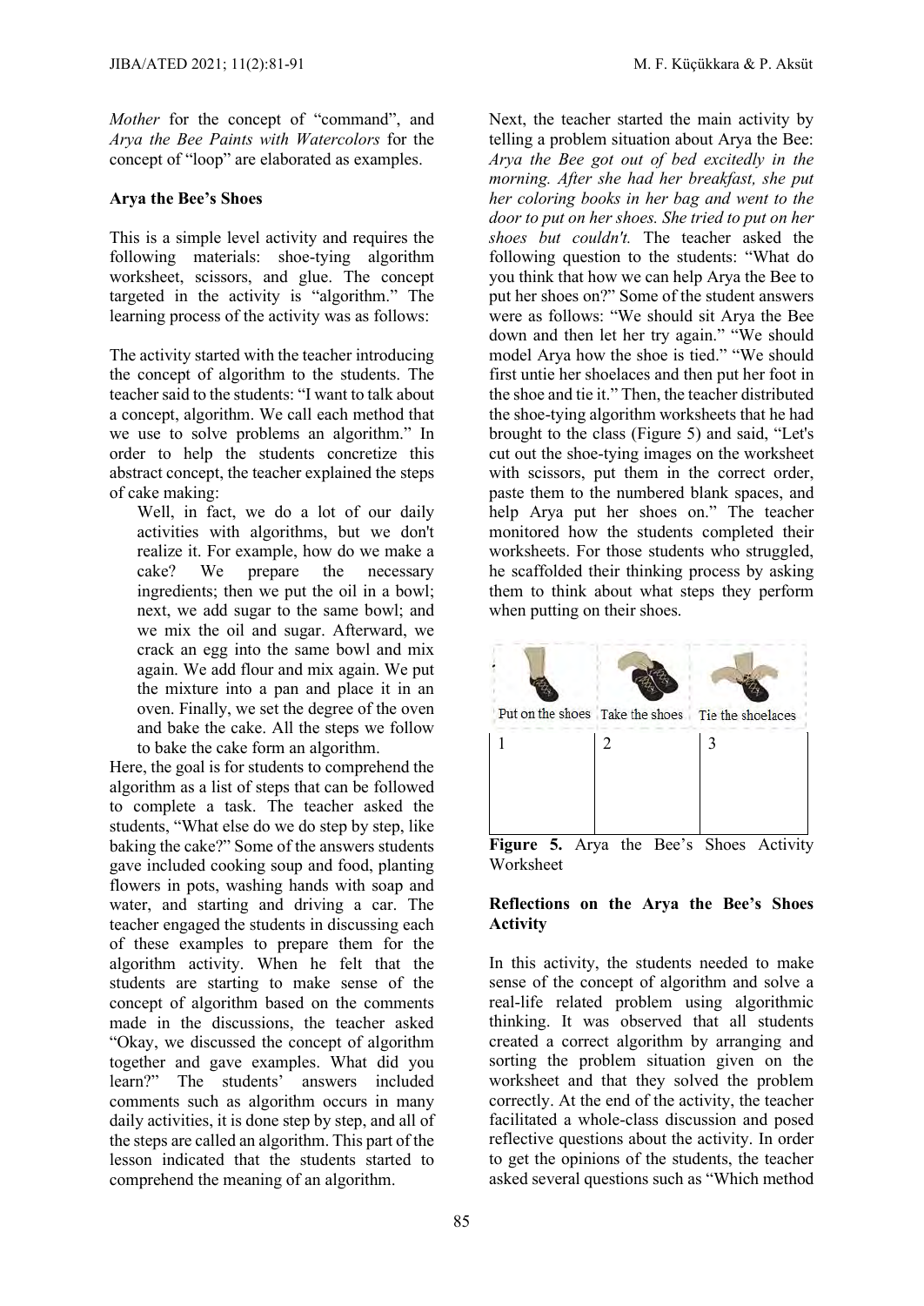*Mother* for the concept of "command", and *Arya the Bee Paints with Watercolors* for the concept of "loop" are elaborated as examples.

**Arya the Bee's Shoes**

This is a simple level activity and requires the following materials: shoe-tying algorithm worksheet, scissors, and glue. The concept targeted in the activity is "algorithm." The learning process of the activity was as follows:

The activity started with the teacher introducing the concept of algorithm to the students. The teacher said to the students: "I want to talk about a concept, algorithm. We call each method that we use to solve problems an algorithm." In order to help the students concretize this abstract concept, the teacher explained the steps of cake making:

> Well, in fact, we do a lot of our daily activities with algorithms, but we don't realize it. For example, how do we make a cake? We prepare the necessary ingredients; then we put the oil in a bowl; next, we add sugar to the same bowl; and we mix the oil and sugar. Afterward, we crack an egg into the same bowl and mix again. We add flour and mix again. We put the mixture into a pan and place it in an oven. Finally, we set the degree of the oven and bake the cake. All the steps we follow to bake the cake form an algorithm.

Here, the goal is for students to comprehend the algorithm as a list of steps that can be followed to complete a task. The teacher asked the students, "What else do we do step by step, like baking the cake?" Some of the answers students gave included cooking soup and food, planting flowers in pots, washing hands with soap and water, and starting and driving a car. The teacher engaged the students in discussing each of these examples to prepare them for the algorithm activity. When he felt that the students are starting to make sense of the concept of algorithm based on the comments made in the discussions, the teacher asked "Okay, we discussed the concept of algorithm together and gave examples. What did you learn?" The students' answers included comments such as algorithm occurs in many daily activities, it is done step by step, and all of the steps are called an algorithm. This part of the lesson indicated that the students started to comprehend the meaning of an algorithm.

Next, the teacher started the main activity by telling a problem situation about Arya the Bee: *Arya the Bee got out of bed excitedly in the morning. After she had her breakfast, she put her coloring books in her bag and went to the door to put on her shoes. She tried to put on her shoes but couldn't.* The teacher asked the following question to the students: "What do you think that how we can help Arya the Bee to put her shoes on?" Some of the student answers were as follows: "We should sit Arya the Bee down and then let her try again." "We should model Arya how the shoe is tied." "We should first untie her shoelaces and then put her foot in the shoe and tie it." Then, the teacher distributed the shoe-tying algorithm worksheets that he had brought to the class (Figure 5) and said, "Let's cut out the shoe-tying images on the worksheet with scissors, put them in the correct order, paste them to the numbered blank spaces, and help Arya put her shoes on." The teacher monitored how the students completed their worksheets. For those students who struggled, he scaffolded their thinking process by asking them to think about what steps they perform when putting on their shoes.

| Put on the shoes | Take the shoes | Tie the shoelaces |
|---|---|---|
| 1 | 2 | 3 |

**Figure 5.** Arya the Bee's Shoes Activity Worksheet

**Reflections on the Arya the Bee's Shoes Activity**

In this activity, the students needed to make sense of the concept of algorithm and solve a real-life related problem using algorithmic thinking. It was observed that all students created a correct algorithm by arranging and sorting the problem situation given on the worksheet and that they solved the problem correctly. At the end of the activity, the teacher facilitated a whole-class discussion and posed reflective questions about the activity. In order to get the opinions of the students, the teacher asked several questions such as "Which method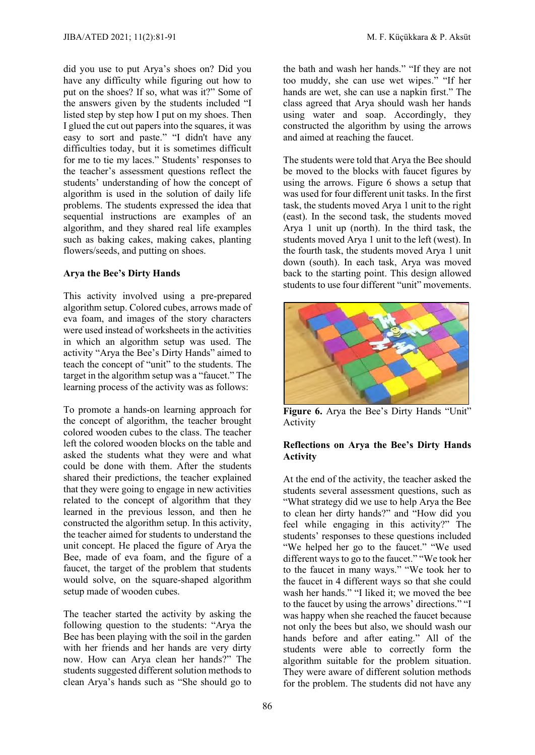did you use to put Arya's shoes on? Did you have any difficulty while figuring out how to put on the shoes? If so, what was it?" Some of the answers given by the students included "I listed step by step how I put on my shoes. Then I glued the cut out papers into the squares, it was easy to sort and paste." "I didn't have any difficulties today, but it is sometimes difficult for me to tie my laces." Students' responses to the teacher's assessment questions reflect the students' understanding of how the concept of algorithm is used in the solution of daily life problems. The students expressed the idea that sequential instructions are examples of an algorithm, and they shared real life examples such as baking cakes, making cakes, planting flowers/seeds, and putting on shoes.

**Arya the Bee's Dirty Hands**

This activity involved using a pre-prepared algorithm setup. Colored cubes, arrows made of eva foam, and images of the story characters were used instead of worksheets in the activities in which an algorithm setup was used. The activity "Arya the Bee's Dirty Hands" aimed to teach the concept of "unit" to the students. The target in the algorithm setup was a "faucet." The learning process of the activity was as follows:

To promote a hands-on learning approach for the concept of algorithm, the teacher brought colored wooden cubes to the class. The teacher left the colored wooden blocks on the table and asked the students what they were and what could be done with them. After the students shared their predictions, the teacher explained that they were going to engage in new activities related to the concept of algorithm that they learned in the previous lesson, and then he constructed the algorithm setup. In this activity, the teacher aimed for students to understand the unit concept. He placed the figure of Arya the Bee, made of eva foam, and the figure of a faucet, the target of the problem that students would solve, on the square-shaped algorithm setup made of wooden cubes.

The teacher started the activity by asking the following question to the students: "Arya the Bee has been playing with the soil in the garden with her friends and her hands are very dirty now. How can Arya clean her hands?" The students suggested different solution methods to clean Arya's hands such as "She should go to the bath and wash her hands." "If they are not too muddy, she can use wet wipes." "If her hands are wet, she can use a napkin first." The class agreed that Arya should wash her hands using water and soap. Accordingly, they constructed the algorithm by using the arrows and aimed at reaching the faucet.

The students were told that Arya the Bee should be moved to the blocks with faucet figures by using the arrows. Figure 6 shows a setup that was used for four different unit tasks. In the first task, the students moved Arya 1 unit to the right (east). In the second task, the students moved Arya 1 unit up (north). In the third task, the students moved Arya 1 unit to the left (west). In the fourth task, the students moved Arya 1 unit down (south). In each task, Arya was moved back to the starting point. This design allowed students to use four different "unit" movements.

**Figure 6.** Arya the Bee's Dirty Hands "Unit" Activity

**Reflections on Arya the Bee's Dirty Hands Activity**

At the end of the activity, the teacher asked the students several assessment questions, such as "What strategy did we use to help Arya the Bee to clean her dirty hands?" and "How did you feel while engaging in this activity?" The students' responses to these questions included "We helped her go to the faucet." "We used different ways to go to the faucet." "We took her to the faucet in many ways." "We took her to the faucet in 4 different ways so that she could wash her hands." "I liked it; we moved the bee to the faucet by using the arrows' directions." "I was happy when she reached the faucet because not only the bees but also, we should wash our hands before and after eating." All of the students were able to correctly form the algorithm suitable for the problem situation. They were aware of different solution methods for the problem. The students did not have any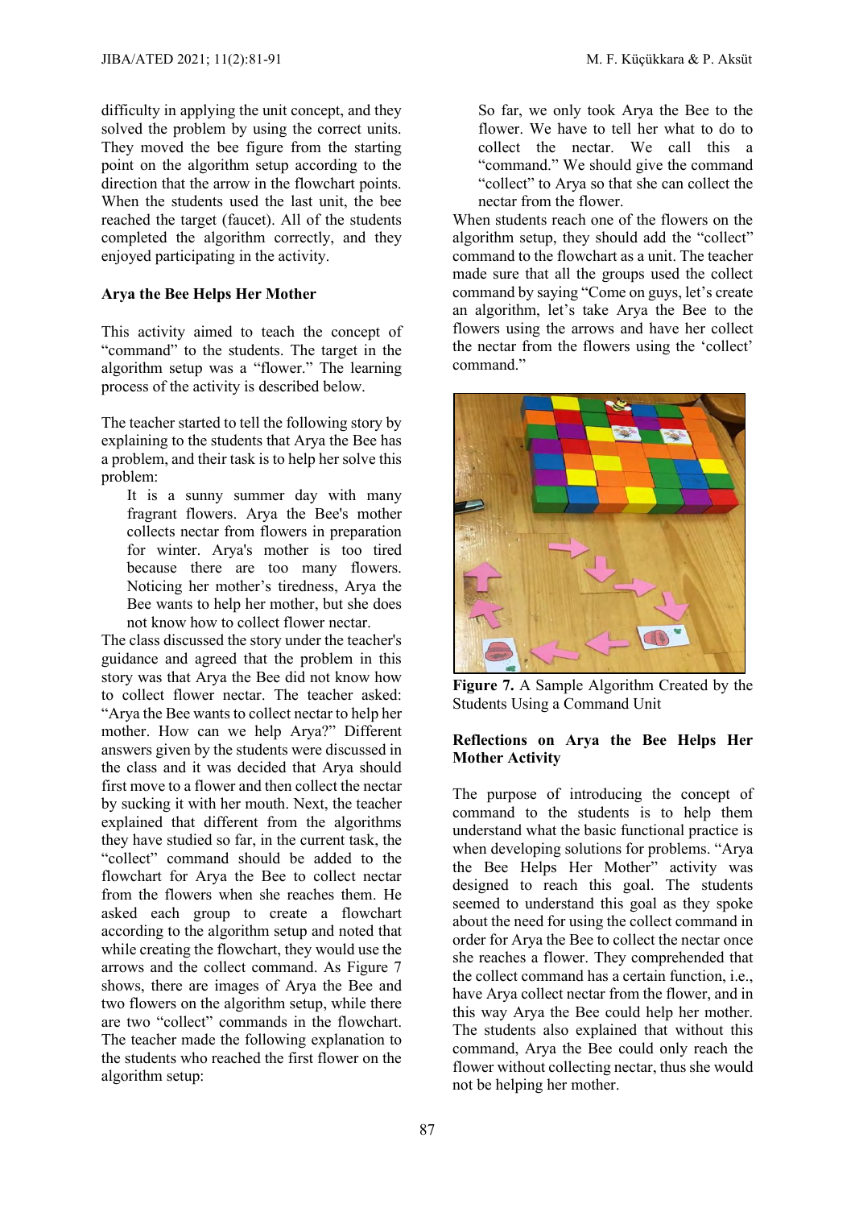difficulty in applying the unit concept, and they solved the problem by using the correct units. They moved the bee figure from the starting point on the algorithm setup according to the direction that the arrow in the flowchart points. When the students used the last unit, the bee reached the target (faucet). All of the students completed the algorithm correctly, and they enjoyed participating in the activity.

**Arya the Bee Helps Her Mother**

This activity aimed to teach the concept of "command" to the students. The target in the algorithm setup was a "flower." The learning process of the activity is described below.

The teacher started to tell the following story by explaining to the students that Arya the Bee has a problem, and their task is to help her solve this problem:

> It is a sunny summer day with many fragrant flowers. Arya the Bee's mother collects nectar from flowers in preparation for winter. Arya's mother is too tired because there are too many flowers. Noticing her mother's tiredness, Arya the Bee wants to help her mother, but she does not know how to collect flower nectar.

The class discussed the story under the teacher's guidance and agreed that the problem in this story was that Arya the Bee did not know how to collect flower nectar. The teacher asked: "Arya the Bee wants to collect nectar to help her mother. How can we help Arya?" Different answers given by the students were discussed in the class and it was decided that Arya should first move to a flower and then collect the nectar by sucking it with her mouth. Next, the teacher explained that different from the algorithms they have studied so far, in the current task, the "collect" command should be added to the flowchart for Arya the Bee to collect nectar from the flowers when she reaches them. He asked each group to create a flowchart according to the algorithm setup and noted that while creating the flowchart, they would use the arrows and the collect command. As Figure 7 shows, there are images of Arya the Bee and two flowers on the algorithm setup, while there are two "collect" commands in the flowchart. The teacher made the following explanation to the students who reached the first flower on the algorithm setup:

> So far, we only took Arya the Bee to the flower. We have to tell her what to do to collect the nectar. We call this a "command." We should give the command "collect" to Arya so that she can collect the nectar from the flower.

When students reach one of the flowers on the algorithm setup, they should add the "collect" command to the flowchart as a unit. The teacher made sure that all the groups used the collect command by saying "Come on guys, let's create an algorithm, let's take Arya the Bee to the flowers using the arrows and have her collect the nectar from the flowers using the 'collect' command."

**Figure 7.** A Sample Algorithm Created by the Students Using a Command Unit

**Reflections on Arya the Bee Helps Her Mother Activity**

The purpose of introducing the concept of command to the students is to help them understand what the basic functional practice is when developing solutions for problems. "Arya the Bee Helps Her Mother" activity was designed to reach this goal. The students seemed to understand this goal as they spoke about the need for using the collect command in order for Arya the Bee to collect the nectar once she reaches a flower. They comprehended that the collect command has a certain function, i.e., have Arya collect nectar from the flower, and in this way Arya the Bee could help her mother. The students also explained that without this command, Arya the Bee could only reach the flower without collecting nectar, thus she would not be helping her mother.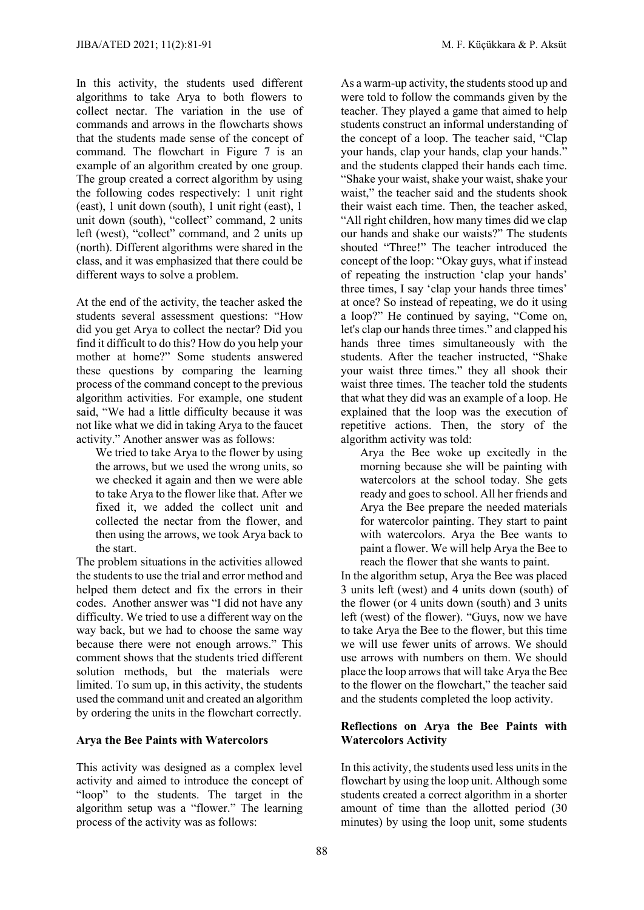In this activity, the students used different algorithms to take Arya to both flowers to collect nectar. The variation in the use of commands and arrows in the flowcharts shows that the students made sense of the concept of command. The flowchart in Figure 7 is an example of an algorithm created by one group. The group created a correct algorithm by using the following codes respectively: 1 unit right (east), 1 unit down (south), 1 unit right (east), 1 unit down (south), "collect" command, 2 units left (west), "collect" command, and 2 units up (north). Different algorithms were shared in the class, and it was emphasized that there could be different ways to solve a problem.

At the end of the activity, the teacher asked the students several assessment questions: "How did you get Arya to collect the nectar? Did you find it difficult to do this? How do you help your mother at home?" Some students answered these questions by comparing the learning process of the command concept to the previous algorithm activities. For example, one student said, "We had a little difficulty because it was not like what we did in taking Arya to the faucet activity." Another answer was as follows:

> We tried to take Arya to the flower by using the arrows, but we used the wrong units, so we checked it again and then we were able to take Arya to the flower like that. After we fixed it, we added the collect unit and collected the nectar from the flower, and then using the arrows, we took Arya back to the start.

The problem situations in the activities allowed the students to use the trial and error method and helped them detect and fix the errors in their codes. Another answer was "I did not have any difficulty. We tried to use a different way on the way back, but we had to choose the same way because there were not enough arrows." This comment shows that the students tried different solution methods, but the materials were limited. To sum up, in this activity, the students used the command unit and created an algorithm by ordering the units in the flowchart correctly.

**Arya the Bee Paints with Watercolors**

This activity was designed as a complex level activity and aimed to introduce the concept of "loop" to the students. The target in the algorithm setup was a "flower." The learning process of the activity was as follows:

As a warm-up activity, the students stood up and were told to follow the commands given by the teacher. They played a game that aimed to help students construct an informal understanding of the concept of a loop. The teacher said, "Clap your hands, clap your hands, clap your hands." and the students clapped their hands each time. "Shake your waist, shake your waist, shake your waist," the teacher said and the students shook their waist each time. Then, the teacher asked, "All right children, how many times did we clap our hands and shake our waists?" The students shouted "Three!" The teacher introduced the concept of the loop: "Okay guys, what if instead of repeating the instruction 'clap your hands' three times, I say 'clap your hands three times' at once? So instead of repeating, we do it using a loop?" He continued by saying, "Come on, let's clap our hands three times." and clapped his hands three times simultaneously with the students. After the teacher instructed, "Shake your waist three times." they all shook their waist three times. The teacher told the students that what they did was an example of a loop. He explained that the loop was the execution of repetitive actions. Then, the story of the algorithm activity was told:

> Arya the Bee woke up excitedly in the morning because she will be painting with watercolors at the school today. She gets ready and goes to school. All her friends and Arya the Bee prepare the needed materials for watercolor painting. They start to paint with watercolors. Arya the Bee wants to paint a flower. We will help Arya the Bee to reach the flower that she wants to paint.

In the algorithm setup, Arya the Bee was placed 3 units left (west) and 4 units down (south) of the flower (or 4 units down (south) and 3 units left (west) of the flower). "Guys, now we have to take Arya the Bee to the flower, but this time we will use fewer units of arrows. We should use arrows with numbers on them. We should place the loop arrows that will take Arya the Bee to the flower on the flowchart," the teacher said and the students completed the loop activity.

**Reflections on Arya the Bee Paints with Watercolors Activity**

In this activity, the students used less units in the flowchart by using the loop unit. Although some students created a correct algorithm in a shorter amount of time than the allotted period (30 minutes) by using the loop unit, some students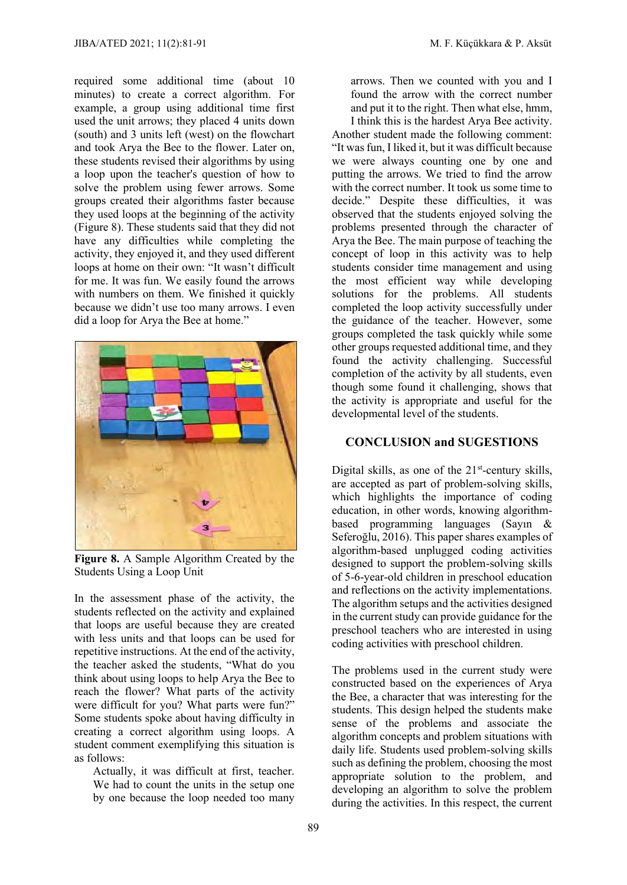required some additional time (about 10 minutes) to create a correct algorithm. For example, a group using additional time first used the unit arrows; they placed 4 units down (south) and 3 units left (west) on the flowchart and took Arya the Bee to the flower. Later on, these students revised their algorithms by using a loop upon the teacher's question of how to solve the problem using fewer arrows. Some groups created their algorithms faster because they used loops at the beginning of the activity (Figure 8). These students said that they did not have any difficulties while completing the activity, they enjoyed it, and they used different loops at home on their own: "It wasn't difficult for me. It was fun. We easily found the arrows with numbers on them. We finished it quickly because we didn't use too many arrows. I even did a loop for Arya the Bee at home."

**Figure 8.** A Sample Algorithm Created by the Students Using a Loop Unit

In the assessment phase of the activity, the students reflected on the activity and explained that loops are useful because they are created with less units and that loops can be used for repetitive instructions. At the end of the activity, the teacher asked the students, "What do you think about using loops to help Arya the Bee to reach the flower? What parts of the activity were difficult for you? What parts were fun?" Some students spoke about having difficulty in creating a correct algorithm using loops. A student comment exemplifying this situation is as follows:

> Actually, it was difficult at first, teacher. We had to count the units in the setup one by one because the loop needed too many arrows. Then we counted with you and I found the arrow with the correct number and put it to the right. Then what else, hmm, I think this is the hardest Arya Bee activity.

Another student made the following comment: "It was fun, I liked it, but it was difficult because we were always counting one by one and putting the arrows. We tried to find the arrow with the correct number. It took us some time to decide." Despite these difficulties, it was observed that the students enjoyed solving the problems presented through the character of Arya the Bee. The main purpose of teaching the concept of loop in this activity was to help students consider time management and using the most efficient way while developing solutions for the problems. All students completed the loop activity successfully under the guidance of the teacher. However, some groups completed the task quickly while some other groups requested additional time, and they found the activity challenging. Successful completion of the activity by all students, even though some found it challenging, shows that the activity is appropriate and useful for the developmental level of the students.

## CONCLUSION and SUGESTIONS

Digital skills, as one of the 21st-century skills, are accepted as part of problem-solving skills, which highlights the importance of coding education, in other words, knowing algorithm-based programming languages (Sayın & Seferoğlu, 2016). This paper shares examples of algorithm-based unplugged coding activities designed to support the problem-solving skills of 5-6-year-old children in preschool education and reflections on the activity implementations. The algorithm setups and the activities designed in the current study can provide guidance for the preschool teachers who are interested in using coding activities with preschool children.

The problems used in the current study were constructed based on the experiences of Arya the Bee, a character that was interesting for the students. This design helped the students make sense of the problems and associate the algorithm concepts and problem situations with daily life. Students used problem-solving skills such as defining the problem, choosing the most appropriate solution to the problem, and developing an algorithm to solve the problem during the activities. In this respect, the current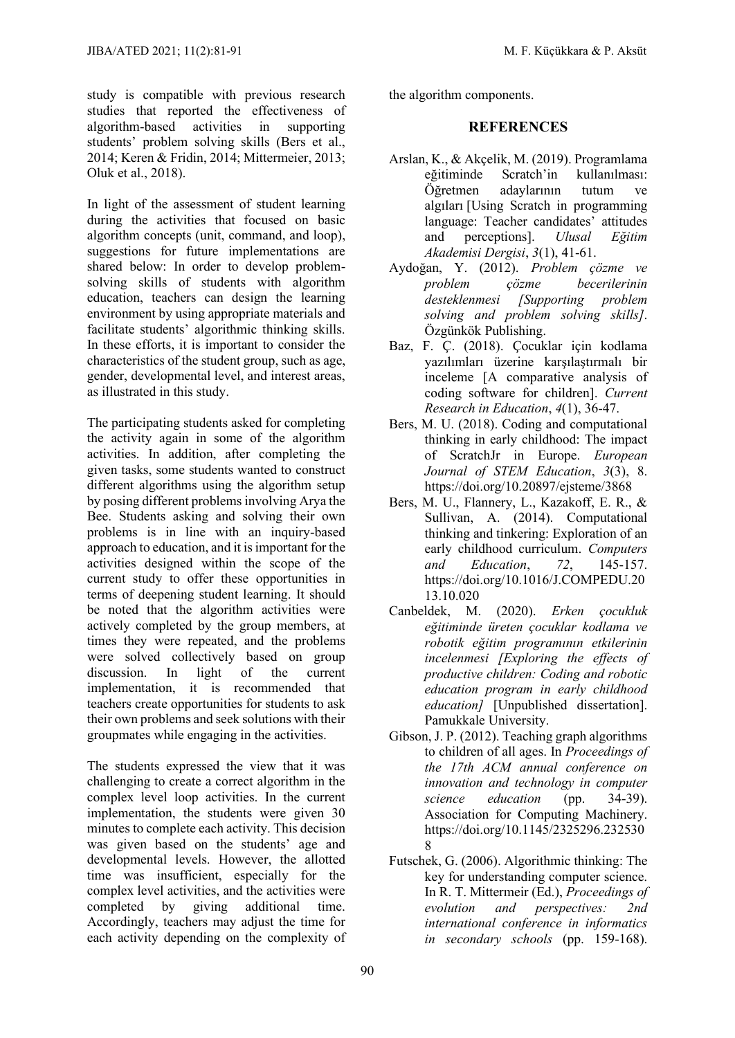study is compatible with previous research studies that reported the effectiveness of algorithm-based activities in supporting students' problem solving skills (Bers et al., 2014; Keren & Fridin, 2014; Mittermeier, 2013; Oluk et al., 2018).

In light of the assessment of student learning during the activities that focused on basic algorithm concepts (unit, command, and loop), suggestions for future implementations are shared below: In order to develop problem-solving skills of students with algorithm education, teachers can design the learning environment by using appropriate materials and facilitate students' algorithmic thinking skills. In these efforts, it is important to consider the characteristics of the student group, such as age, gender, developmental level, and interest areas, as illustrated in this study.

The participating students asked for completing the activity again in some of the algorithm activities. In addition, after completing the given tasks, some students wanted to construct different algorithms using the algorithm setup by posing different problems involving Arya the Bee. Students asking and solving their own problems is in line with an inquiry-based approach to education, and it is important for the activities designed within the scope of the current study to offer these opportunities in terms of deepening student learning. It should be noted that the algorithm activities were actively completed by the group members, at times they were repeated, and the problems were solved collectively based on group discussion. In light of the current implementation, it is recommended that teachers create opportunities for students to ask their own problems and seek solutions with their groupmates while engaging in the activities.

The students expressed the view that it was challenging to create a correct algorithm in the complex level loop activities. In the current implementation, the students were given 30 minutes to complete each activity. This decision was given based on the students' age and developmental levels. However, the allotted time was insufficient, especially for the complex level activities, and the activities were completed by giving additional time. Accordingly, teachers may adjust the time for each activity depending on the complexity of the algorithm components.

## REFERENCES

Arslan, K., & Akçelik, M. (2019). Programlama eğitiminde Scratch'in kullanılması: Öğretmen adaylarının tutum ve algıları [Using Scratch in programming language: Teacher candidates' attitudes and perceptions]. *Ulusal Eğitim Akademisi Dergisi*, *3*(1), 41-61.

Aydoğan, Y. (2012). *Problem çözme ve problem çözme becerilerinin desteklenmesi [Supporting problem solving and problem solving skills]*. Özgünkök Publishing.

Baz, F. Ç. (2018). Çocuklar için kodlama yazılımları üzerine karşılaştırmalı bir inceleme [A comparative analysis of coding software for children]. *Current Research in Education*, *4*(1), 36-47.

Bers, M. U. (2018). Coding and computational thinking in early childhood: The impact of ScratchJr in Europe. *European Journal of STEM Education*, *3*(3), 8. https://doi.org/10.20897/ejsteme/3868

Bers, M. U., Flannery, L., Kazakoff, E. R., & Sullivan, A. (2014). Computational thinking and tinkering: Exploration of an early childhood curriculum. *Computers and Education*, *72*, 145-157. https://doi.org/10.1016/J.COMPEDU.2013.10.020

Canbeldek, M. (2020). *Erken çocukluk eğitiminde üreten çocuklar kodlama ve robotik eğitim programının etkilerinin incelenmesi [Exploring the effects of productive children: Coding and robotic education program in early childhood education]* [Unpublished dissertation]. Pamukkale University.

Gibson, J. P. (2012). Teaching graph algorithms to children of all ages. In *Proceedings of the 17th ACM annual conference on innovation and technology in computer science education* (pp. 34-39). Association for Computing Machinery. https://doi.org/10.1145/2325296.2325308

Futschek, G. (2006). Algorithmic thinking: The key for understanding computer science. In R. T. Mittermeir (Ed.), *Proceedings of evolution and perspectives: 2nd international conference in informatics in secondary schools* (pp. 159-168).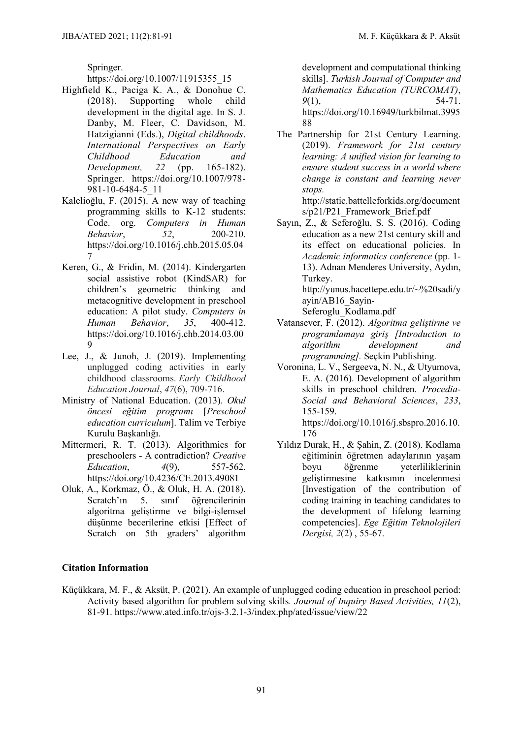Springer. https://doi.org/10.1007/11915355_15

Highfield K., Paciga K. A., & Donohue C. (2018). Supporting whole child development in the digital age. In S. J. Danby, M. Fleer, C. Davidson, M. Hatzigianni (Eds.), *Digital childhoods. International Perspectives on Early Childhood Education and Development, 22* (pp. 165-182). Springer. https://doi.org/10.1007/978-981-10-6484-5_11

Kalelioğlu, F. (2015). A new way of teaching programming skills to K-12 students: Code. org. *Computers in Human Behavior*, *52*, 200-210. https://doi.org/10.1016/j.chb.2015.05.047

Keren, G., & Fridin, M. (2014). Kindergarten social assistive robot (KindSAR) for children's geometric thinking and metacognitive development in preschool education: A pilot study. *Computers in Human Behavior*, *35*, 400-412. https://doi.org/10.1016/j.chb.2014.03.009

Lee, J., & Junoh, J. (2019). Implementing unplugged coding activities in early childhood classrooms. *Early Childhood Education Journal*, *47*(6), 709-716.

Ministry of National Education. (2013). *Okul öncesi eğitim programı* [*Preschool education curriculum*]. Talim ve Terbiye Kurulu Başkanlığı.

Mittermeri, R. T. (2013). Algorithmics for preschoolers - A contradiction? *Creative Education*, *4*(9), 557-562. https://doi.org/10.4236/CE.2013.49081

Oluk, A., Korkmaz, Ö., & Oluk, H. A. (2018). Scratch'ın 5. sınıf öğrencilerinin algoritma geliştirme ve bilgi-işlemsel düşünme becerilerine etkisi [Effect of Scratch on 5th graders' algorithm development and computational thinking skills]. *Turkish Journal of Computer and Mathematics Education (TURCOMAT)*, *9*(1), 54-71. https://doi.org/10.16949/turkbilmat.399588

The Partnership for 21st Century Learning. (2019). *Framework for 21st century learning: A unified vision for learning to ensure student success in a world where change is constant and learning never stops.* http://static.battelleforkids.org/documents/p21/P21_Framework_Brief.pdf

Sayın, Z., & Seferoğlu, S. S. (2016). Coding education as a new 21st century skill and its effect on educational policies. In *Academic informatics conference* (pp. 1-13). Adnan Menderes University, Aydın, Turkey. http://yunus.hacettepe.edu.tr/~%20sadi/yayin/AB16_Sayin-Seferoglu_Kodlama.pdf

Vatansever, F. (2012). *Algoritma geliştirme ve programlamaya giriş [Introduction to algorithm development and programming].* Seçkin Publishing.

Voronina, L. V., Sergeeva, N. N., & Utyumova, E. A. (2016). Development of algorithm skills in preschool children. *Procedia-Social and Behavioral Sciences*, *233*, 155-159. https://doi.org/10.1016/j.sbspro.2016.10.176

Yıldız Durak, H., & Şahin, Z. (2018). Kodlama eğitiminin öğretmen adaylarının yaşam boyu öğrenme yeterliliklerinin geliştirmesine katkısının incelenmesi [Investigation of the contribution of coding training in teaching candidates to the development of lifelong learning competencies]. *Ege Eğitim Teknolojileri Dergisi, 2*(2) , 55-67.

**Citation Information**

Küçükkara, M. F., & Aksüt, P. (2021). An example of unplugged coding education in preschool period: Activity based algorithm for problem solving skills. *Journal of Inquiry Based Activities, 11*(2), 81-91. https://www.ated.info.tr/ojs-3.2.1-3/index.php/ated/issue/view/22